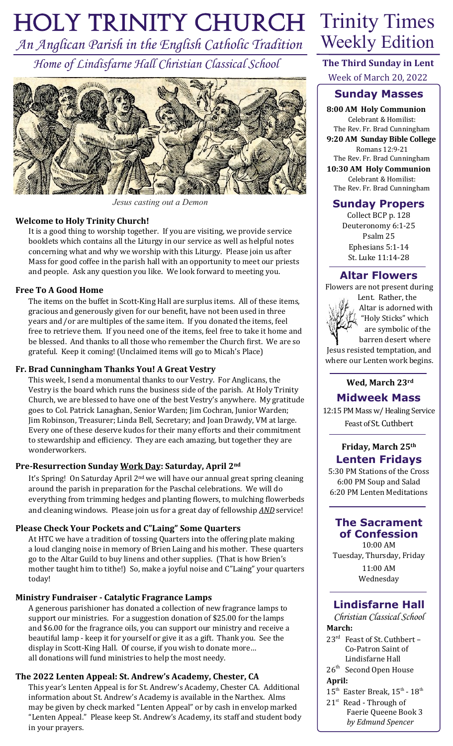# HOLY TRINITY CHURCH

*An Anglican Parish in the English Catholic Tradition*

*Home of Lindisfarne Hall Christian Classical School*

*Jesus casting out a Demon*

## Welcome to Holy Trinity Church!

It is a good thing to worship together. If you are visiting, we provide service booklets which contains all the Liturgy in our service as well as helpful notes concerning what and why we worship with this Liturgy. Please join us after Mass for good coffee in the parish hall with an opportunity to meet our priests and people. Ask any question you like. We look forward to meeting you.

## Free To A Good Home

The items on the buffet in Scott-King Hall are surplus items. All of these items, gracious and generously given for our benefit, have not been used in three years and/or are multiples of the same item. If you donated the items, feel free to retrieve them. If you need one of the items, feel free to take it home and be blessed. And thanks to all those who remember the Church first. We are so grateful. Keep it coming! (Unclaimed items will go to Micah's Place)

## Fr. Brad Cunningham Thanks You! A Great Vestry

This week, I send a monumental thanks to our Vestry. For Anglicans, the Vestry is the board which runs the business side of the parish. At Holy Trinity Church, we are blessed to have one of the best Vestry's anywhere. My gratitude goes to Col. Patrick Lanaghan, Senior Warden; Jim Cochran, Junior Warden; Jim Robinson, Treasurer; Linda Bell, Secretary; and Joan Drawdy, VM at large. Every one of these deserve kudos for their many efforts and their commitment to stewardship and efficiency. They are each amazing, but together they are wonderworkers.

## Pre-Resurrection Sunday Work Day: Saturday, April 2nd

It's Spring! On Saturday April 2nd we will have our annual great spring cleaning around the parish in preparation for the Paschal celebrations. We will do everything from trimming hedges and planting flowers, to mulching flowerbeds and cleaning windows. Please join us for a great day of fellowship ***AND*** service!

## Please Check Your Pockets and C"Laing" Some Quarters

At HTC we have a tradition of tossing Quarters into the offering plate making a loud clanging noise in memory of Brien Laing and his mother. These quarters go to the Altar Guild to buy linens and other supplies. (That is how Brien's mother taught him to tithe!) So, make a joyful noise and C"Laing" your quarters today!

## Ministry Fundraiser - Catalytic Fragrance Lamps

A generous parishioner has donated a collection of new fragrance lamps to support our ministries. For a suggestion donation of $25.00 for the lamps and $6.00 for the fragrance oils, you can support our ministry and receive a beautiful lamp - keep it for yourself or give it as a gift. Thank you. See the display in Scott-King Hall. Of course, if you wish to donate more… all donations will fund ministries to help the most needy.

## The 2022 Lenten Appeal: St. Andrew's Academy, Chester, CA

This year's Lenten Appeal is for St. Andrew's Academy, Chester CA. Additional information about St. Andrew's Academy is available in the Narthex. Alms may be given by check marked "Lenten Appeal" or by cash in envelop marked "Lenten Appeal." Please keep St. Andrew's Academy, its staff and student body in your prayers.

# Trinity Times Weekly Edition

**The Third Sunday in Lent**

Week of March 20, 2022

## Sunday Masses

**8:00 AM Holy Communion**
Celebrant & Homilist:
The Rev. Fr. Brad Cunningham

**9:20 AM Sunday Bible College**
Romans 12:9-21
The Rev. Fr. Brad Cunningham

**10:30 AM Holy Communion**
Celebrant & Homilist:
The Rev. Fr. Brad Cunningham

## Sunday Propers

Collect BCP p. 128
Deuteronomy 6:1-25
Psalm 25
Ephesians 5:1-14
St. Luke 11:14-28

## Altar Flowers

Flowers are not present during Lent. Rather, the Altar is adorned with "Holy Sticks" which are symbolic of the barren desert where Jesus resisted temptation, and where our Lenten work begins.

**Wed, March 23rd**

## Midweek Mass

12:15 PM Mass w/ Healing Service
Feast of St. Cuthbert

**Friday, March 25th**

## Lenten Fridays

5:30 PM Stations of the Cross
6:00 PM Soup and Salad
6:20 PM Lenten Meditations

## The Sacrament of Confession

10:00 AM
Tuesday, Thursday, Friday

11:00 AM
Wednesday

## Lindisfarne Hall

*Christian Classical School*

**March:**

- 23rd Feast of St. Cuthbert – Co-Patron Saint of Lindisfarne Hall
- 26th Second Open House

**April:**

- 15th Easter Break, 15th - 18th
- 21st Read - Through of Faerie Queene Book 3 *by Edmund Spencer*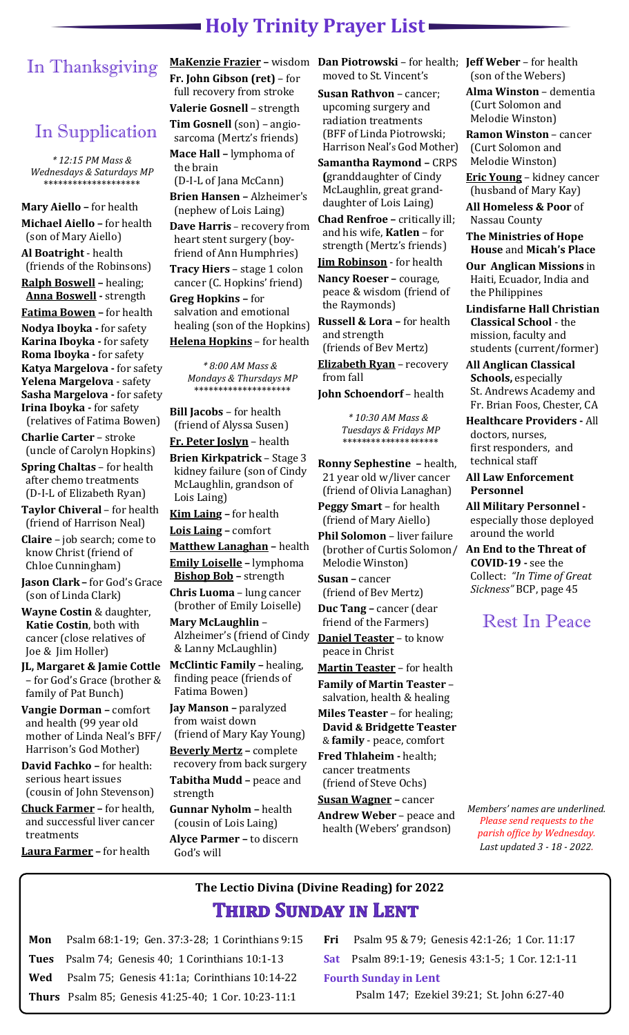# Holy Trinity Prayer List

## In Thanksgiving

## In Supplication

*\* 12:15 PM Mass & Wednesdays & Saturdays MP*
*********************

**Mary Aiello –** for health

**Michael Aiello –** for health (son of Mary Aiello)

**Al Boatright** - health (friends of the Robinsons)

**Ralph Boswell –** healing; **Anna Boswell -** strength

**Fatima Bowen –** for health

**Nodya Iboyka -** for safety
**Karina Iboyka -** for safety
**Roma Iboyka -** for safety
**Katya Margelova -** for safety
**Yelena Margelova** - safety
**Sasha Margelova -** for safety
**Irina Iboyka -** for safety (relatives of Fatima Bowen)

**Charlie Carter** – stroke (uncle of Carolyn Hopkins)

**Spring Chaltas** – for health after chemo treatments (D-I-L of Elizabeth Ryan)

**Taylor Chiveral** – for health (friend of Harrison Neal)

**Claire** – job search; come to know Christ (friend of Chloe Cunningham)

**Jason Clark –** for God's Grace (son of Linda Clark)

**Wayne Costin** & daughter, **Katie Costin**, both with cancer (close relatives of Joe & Jim Holler)

**JL, Margaret & Jamie Cottle** – for God's Grace (brother & family of Pat Bunch)

**Vangie Dorman –** comfort and health (99 year old mother of Linda Neal's BFF/ Harrison's God Mother)

**David Fachko –** for health: serious heart issues (cousin of John Stevenson)

**Chuck Farmer –** for health, and successful liver cancer treatments

**Laura Farmer –** for health

**MaKenzie Frazier –** wisdom

**Fr. John Gibson (ret)** – for full recovery from stroke

**Valerie Gosnell** – strength

**Tim Gosnell** (son) – angiosarcoma (Mertz's friends)

**Mace Hall –** lymphoma of the brain (D-I-L of Jana McCann)

**Brien Hansen –** Alzheimer's (nephew of Lois Laing)

**Dave Harris** – recovery from heart stent surgery (boyfriend of Ann Humphries)

**Tracy Hiers** – stage 1 colon cancer (C. Hopkins' friend)

**Greg Hopkins –** for salvation and emotional healing (son of the Hopkins)

**Helena Hopkins** – for health

*\* 8:00 AM Mass & Mondays & Thursdays MP*
*********************

**Bill Jacobs** – for health (friend of Alyssa Susen)

**Fr. Peter Joslyn** – health

**Brien Kirkpatrick** – Stage 3 kidney failure (son of Cindy McLaughlin, grandson of Lois Laing)

**Kim Laing –** for health

**Lois Laing –** comfort

**Matthew Lanaghan –** health

**Emily Loiselle –** lymphoma
**Bishop Bob –** strength

**Chris Luoma** – lung cancer (brother of Emily Loiselle)

**Mary McLaughlin** – Alzheimer's (friend of Cindy & Lanny McLaughlin)

**McClintic Family –** healing, finding peace (friends of Fatima Bowen)

**Jay Manson –** paralyzed from waist down (friend of Mary Kay Young)

**Beverly Mertz –** complete recovery from back surgery

**Tabitha Mudd –** peace and strength

**Gunnar Nyholm –** health (cousin of Lois Laing)

**Alyce Parmer –** to discern God's will

**Dan Piotrowski** – for health; moved to St. Vincent's

**Susan Rathvon** – cancer; upcoming surgery and radiation treatments (BFF of Linda Piotrowski; Harrison Neal's God Mother)

**Samantha Raymond –** CRPS (granddaughter of Cindy McLaughlin, great granddaughter of Lois Laing)

**Chad Renfroe –** critically ill; and his wife, **Katlen** – for strength (Mertz's friends)

**Jim Robinson** - for health

**Nancy Roeser –** courage, peace & wisdom (friend of the Raymonds)

**Russell & Lora –** for health and strength (friends of Bev Mertz)

**Elizabeth Ryan** – recovery from fall

**John Schoendorf** – health

*\* 10:30 AM Mass & Tuesdays & Fridays MP*
*********************

**Ronny Sephestine –** health, 21 year old w/liver cancer (friend of Olivia Lanaghan)

**Peggy Smart** – for health (friend of Mary Aiello)

**Phil Solomon** – liver failure (brother of Curtis Solomon/ Melodie Winston)

**Susan –** cancer (friend of Bev Mertz)

**Duc Tang –** cancer (dear friend of the Farmers)

**Daniel Teaster** – to know peace in Christ

**Martin Teaster** – for health

**Family of Martin Teaster** – salvation, health & healing

**Miles Teaster** – for healing; **David & Bridgette Teaster** & **family** - peace, comfort

**Fred Thlaheim -** health; cancer treatments (friend of Steve Ochs)

**Susan Wagner –** cancer

**Andrew Weber** – peace and health (Webers' grandson)

**Jeff Weber** – for health (son of the Webers)

**Alma Winston** – dementia (Curt Solomon and Melodie Winston)

**Ramon Winston** – cancer (Curt Solomon and Melodie Winston)

**Eric Young** – kidney cancer (husband of Mary Kay)

**All Homeless & Poor** of Nassau County

**The Ministries of Hope House** and **Micah's Place**

**Our Anglican Missions** in Haiti, Ecuador, India and the Philippines

**Lindisfarne Hall Christian Classical School** - the mission, faculty and students (current/former)

**All Anglican Classical Schools,** especially St. Andrews Academy and Fr. Brian Foos, Chester, CA

**Healthcare Providers -** All doctors, nurses, first responders, and technical staff

**All Law Enforcement Personnel**

**All Military Personnel -** especially those deployed around the world

**An End to the Threat of COVID-19 -** see the Collect: *"In Time of Great Sickness"* BCP, page 45

## Rest In Peace

*Members' names are underlined. Please send requests to the parish office by Wednesday. Last updated 3 - 18 - 2022.*

---

**The Lectio Divina (Divine Reading) for 2022**

## Third Sunday in Lent

**Mon** Psalm 68:1-19; Gen. 37:3-28; 1 Corinthians 9:15

**Tues** Psalm 74; Genesis 40; 1 Corinthians 10:1-13

**Wed** Psalm 75; Genesis 41:1a; Corinthians 10:14-22

**Thurs** Psalm 85; Genesis 41:25-40; 1 Cor. 10:23-11:1

**Fri** Psalm 95 & 79; Genesis 42:1-26; 1 Cor. 11:17

**Sat** Psalm 89:1-19; Genesis 43:1-5; 1 Cor. 12:1-11

**Fourth Sunday in Lent**

Psalm 147; Ezekiel 39:21; St. John 6:27-40